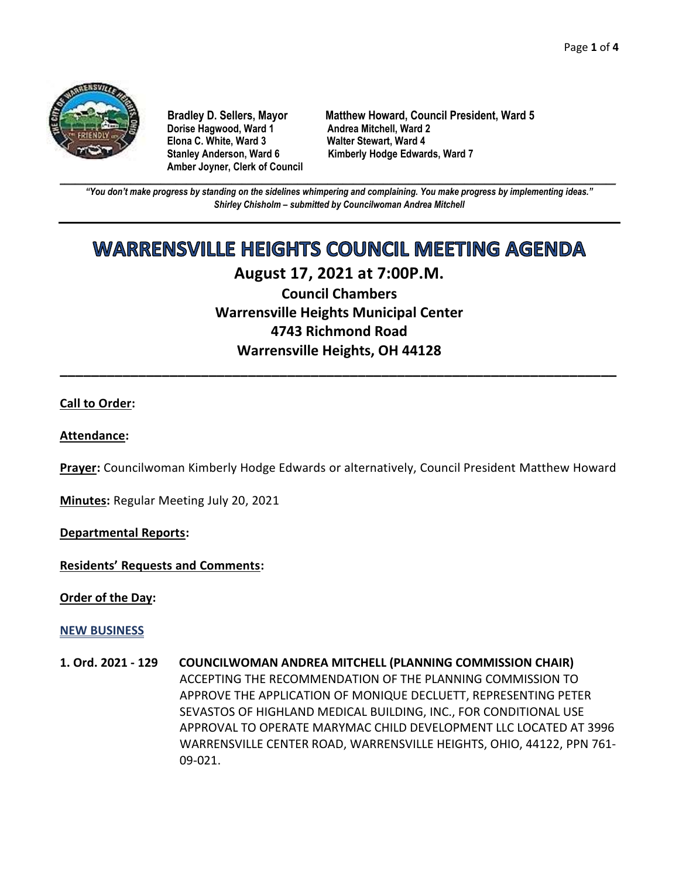**Bradley D. Sellers, Mayor**
**Matthew Howard, Council President, Ward 5**
**Dorise Hagwood, Ward 1**
**Andrea Mitchell, Ward 2**
**Elona C. White, Ward 3**
**Walter Stewart, Ward 4**
**Stanley Anderson, Ward 6**
**Kimberly Hodge Edwards, Ward 7**
**Amber Joyner, Clerk of Council**

---

***"You don't make progress by standing on the sidelines whimpering and complaining. You make progress by implementing ideas."***
***Shirley Chisholm – submitted by Councilwoman Andrea Mitchell***

---

# WARRENSVILLE HEIGHTS COUNCIL MEETING AGENDA

## August 17, 2021 at 7:00P.M.

### Council Chambers
### Warrensville Heights Municipal Center
### 4743 Richmond Road
### Warrensville Heights, OH 44128

---

**Call to Order:**

**Attendance:**

**Prayer:** Councilwoman Kimberly Hodge Edwards or alternatively, Council President Matthew Howard

**Minutes:** Regular Meeting July 20, 2021

**Departmental Reports:**

**Residents' Requests and Comments:**

**Order of the Day:**

**NEW BUSINESS**

**1. Ord. 2021 - 129 COUNCILWOMAN ANDREA MITCHELL (PLANNING COMMISSION CHAIR)**
ACCEPTING THE RECOMMENDATION OF THE PLANNING COMMISSION TO APPROVE THE APPLICATION OF MONIQUE DECLUETT, REPRESENTING PETER SEVASTOS OF HIGHLAND MEDICAL BUILDING, INC., FOR CONDITIONAL USE APPROVAL TO OPERATE MARYMAC CHILD DEVELOPMENT LLC LOCATED AT 3996 WARRENSVILLE CENTER ROAD, WARRENSVILLE HEIGHTS, OHIO, 44122, PPN 761-09-021.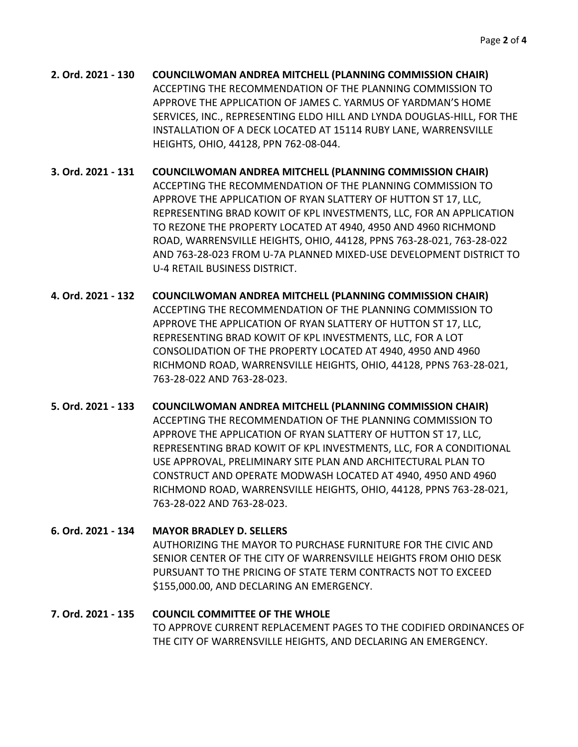**2. Ord. 2021 - 130 COUNCILWOMAN ANDREA MITCHELL (PLANNING COMMISSION CHAIR)**
ACCEPTING THE RECOMMENDATION OF THE PLANNING COMMISSION TO APPROVE THE APPLICATION OF JAMES C. YARMUS OF YARDMAN'S HOME SERVICES, INC., REPRESENTING ELDO HILL AND LYNDA DOUGLAS-HILL, FOR THE INSTALLATION OF A DECK LOCATED AT 15114 RUBY LANE, WARRENSVILLE HEIGHTS, OHIO, 44128, PPN 762-08-044.

**3. Ord. 2021 - 131 COUNCILWOMAN ANDREA MITCHELL (PLANNING COMMISSION CHAIR)**
ACCEPTING THE RECOMMENDATION OF THE PLANNING COMMISSION TO APPROVE THE APPLICATION OF RYAN SLATTERY OF HUTTON ST 17, LLC, REPRESENTING BRAD KOWIT OF KPL INVESTMENTS, LLC, FOR AN APPLICATION TO REZONE THE PROPERTY LOCATED AT 4940, 4950 AND 4960 RICHMOND ROAD, WARRENSVILLE HEIGHTS, OHIO, 44128, PPNS 763-28-021, 763-28-022 AND 763-28-023 FROM U-7A PLANNED MIXED-USE DEVELOPMENT DISTRICT TO U-4 RETAIL BUSINESS DISTRICT.

**4. Ord. 2021 - 132 COUNCILWOMAN ANDREA MITCHELL (PLANNING COMMISSION CHAIR)**
ACCEPTING THE RECOMMENDATION OF THE PLANNING COMMISSION TO APPROVE THE APPLICATION OF RYAN SLATTERY OF HUTTON ST 17, LLC, REPRESENTING BRAD KOWIT OF KPL INVESTMENTS, LLC, FOR A LOT CONSOLIDATION OF THE PROPERTY LOCATED AT 4940, 4950 AND 4960 RICHMOND ROAD, WARRENSVILLE HEIGHTS, OHIO, 44128, PPNS 763-28-021, 763-28-022 AND 763-28-023.

**5. Ord. 2021 - 133 COUNCILWOMAN ANDREA MITCHELL (PLANNING COMMISSION CHAIR)**
ACCEPTING THE RECOMMENDATION OF THE PLANNING COMMISSION TO APPROVE THE APPLICATION OF RYAN SLATTERY OF HUTTON ST 17, LLC, REPRESENTING BRAD KOWIT OF KPL INVESTMENTS, LLC, FOR A CONDITIONAL USE APPROVAL, PRELIMINARY SITE PLAN AND ARCHITECTURAL PLAN TO CONSTRUCT AND OPERATE MODWASH LOCATED AT 4940, 4950 AND 4960 RICHMOND ROAD, WARRENSVILLE HEIGHTS, OHIO, 44128, PPNS 763-28-021, 763-28-022 AND 763-28-023.

**6. Ord. 2021 - 134 MAYOR BRADLEY D. SELLERS**
AUTHORIZING THE MAYOR TO PURCHASE FURNITURE FOR THE CIVIC AND SENIOR CENTER OF THE CITY OF WARRENSVILLE HEIGHTS FROM OHIO DESK PURSUANT TO THE PRICING OF STATE TERM CONTRACTS NOT TO EXCEED $155,000.00, AND DECLARING AN EMERGENCY.

**7. Ord. 2021 - 135 COUNCIL COMMITTEE OF THE WHOLE**
TO APPROVE CURRENT REPLACEMENT PAGES TO THE CODIFIED ORDINANCES OF THE CITY OF WARRENSVILLE HEIGHTS, AND DECLARING AN EMERGENCY.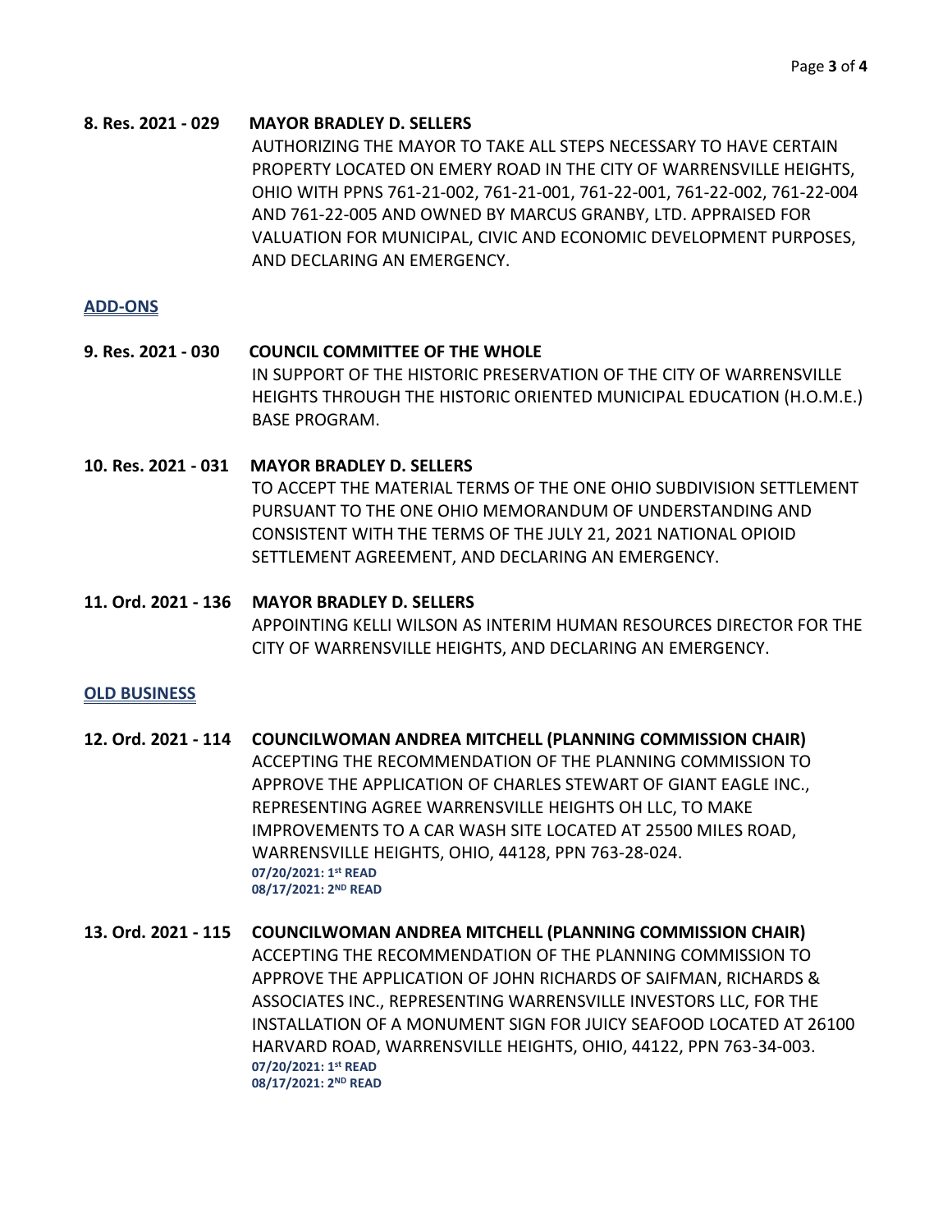**8. Res. 2021 - 029 MAYOR BRADLEY D. SELLERS**

AUTHORIZING THE MAYOR TO TAKE ALL STEPS NECESSARY TO HAVE CERTAIN PROPERTY LOCATED ON EMERY ROAD IN THE CITY OF WARRENSVILLE HEIGHTS, OHIO WITH PPNS 761-21-002, 761-21-001, 761-22-001, 761-22-002, 761-22-004 AND 761-22-005 AND OWNED BY MARCUS GRANBY, LTD. APPRAISED FOR VALUATION FOR MUNICIPAL, CIVIC AND ECONOMIC DEVELOPMENT PURPOSES, AND DECLARING AN EMERGENCY.

## ADD-ONS

**9. Res. 2021 - 030 COUNCIL COMMITTEE OF THE WHOLE**

IN SUPPORT OF THE HISTORIC PRESERVATION OF THE CITY OF WARRENSVILLE HEIGHTS THROUGH THE HISTORIC ORIENTED MUNICIPAL EDUCATION (H.O.M.E.) BASE PROGRAM.

**10. Res. 2021 - 031 MAYOR BRADLEY D. SELLERS**

TO ACCEPT THE MATERIAL TERMS OF THE ONE OHIO SUBDIVISION SETTLEMENT PURSUANT TO THE ONE OHIO MEMORANDUM OF UNDERSTANDING AND CONSISTENT WITH THE TERMS OF THE JULY 21, 2021 NATIONAL OPIOID SETTLEMENT AGREEMENT, AND DECLARING AN EMERGENCY.

**11. Ord. 2021 - 136 MAYOR BRADLEY D. SELLERS**

APPOINTING KELLI WILSON AS INTERIM HUMAN RESOURCES DIRECTOR FOR THE CITY OF WARRENSVILLE HEIGHTS, AND DECLARING AN EMERGENCY.

## OLD BUSINESS

**12. Ord. 2021 - 114 COUNCILWOMAN ANDREA MITCHELL (PLANNING COMMISSION CHAIR)**

ACCEPTING THE RECOMMENDATION OF THE PLANNING COMMISSION TO APPROVE THE APPLICATION OF CHARLES STEWART OF GIANT EAGLE INC., REPRESENTING AGREE WARRENSVILLE HEIGHTS OH LLC, TO MAKE IMPROVEMENTS TO A CAR WASH SITE LOCATED AT 25500 MILES ROAD, WARRENSVILLE HEIGHTS, OHIO, 44128, PPN 763-28-024.

**07/20/2021: 1st READ**
**08/17/2021: 2ND READ**

**13. Ord. 2021 - 115 COUNCILWOMAN ANDREA MITCHELL (PLANNING COMMISSION CHAIR)**

ACCEPTING THE RECOMMENDATION OF THE PLANNING COMMISSION TO APPROVE THE APPLICATION OF JOHN RICHARDS OF SAIFMAN, RICHARDS & ASSOCIATES INC., REPRESENTING WARRENSVILLE INVESTORS LLC, FOR THE INSTALLATION OF A MONUMENT SIGN FOR JUICY SEAFOOD LOCATED AT 26100 HARVARD ROAD, WARRENSVILLE HEIGHTS, OHIO, 44122, PPN 763-34-003.

**07/20/2021: 1st READ**
**08/17/2021: 2ND READ**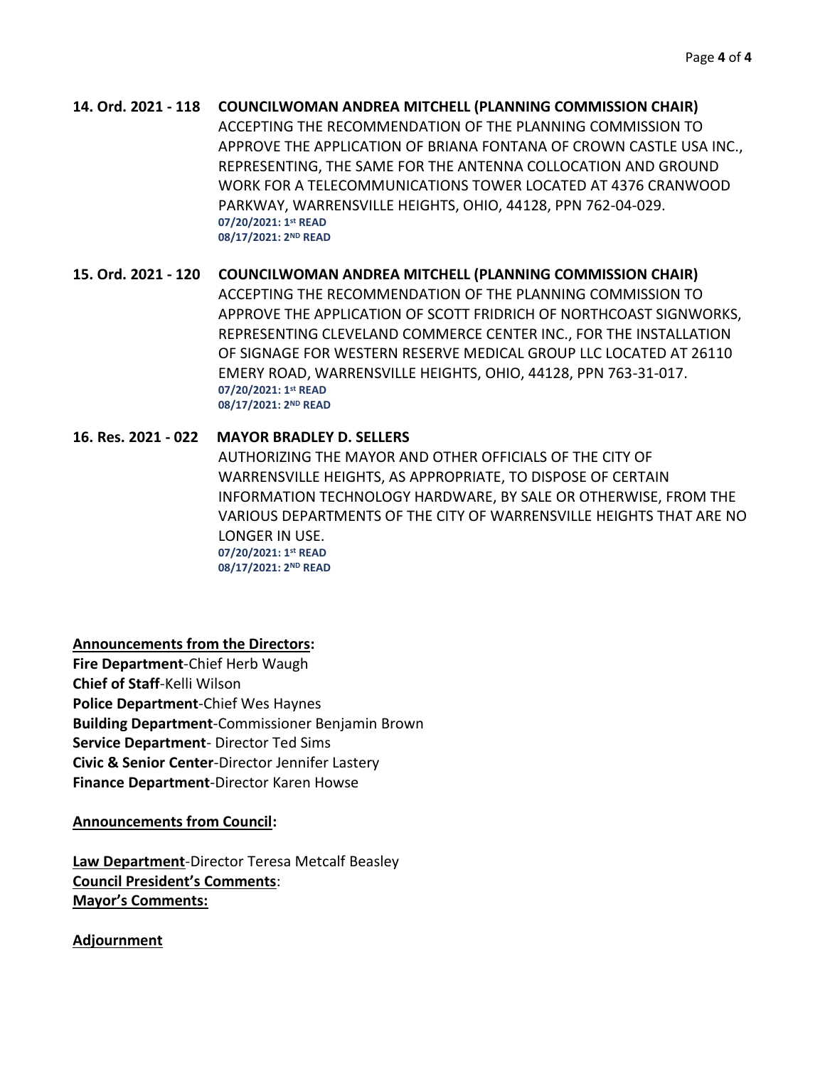**14. Ord. 2021 - 118 COUNCILWOMAN ANDREA MITCHELL (PLANNING COMMISSION CHAIR)**
ACCEPTING THE RECOMMENDATION OF THE PLANNING COMMISSION TO APPROVE THE APPLICATION OF BRIANA FONTANA OF CROWN CASTLE USA INC., REPRESENTING, THE SAME FOR THE ANTENNA COLLOCATION AND GROUND WORK FOR A TELECOMMUNICATIONS TOWER LOCATED AT 4376 CRANWOOD PARKWAY, WARRENSVILLE HEIGHTS, OHIO, 44128, PPN 762-04-029.
**07/20/2021: 1st READ**
**08/17/2021: 2ND READ**

**15. Ord. 2021 - 120 COUNCILWOMAN ANDREA MITCHELL (PLANNING COMMISSION CHAIR)**
ACCEPTING THE RECOMMENDATION OF THE PLANNING COMMISSION TO APPROVE THE APPLICATION OF SCOTT FRIDRICH OF NORTHCOAST SIGNWORKS, REPRESENTING CLEVELAND COMMERCE CENTER INC., FOR THE INSTALLATION OF SIGNAGE FOR WESTERN RESERVE MEDICAL GROUP LLC LOCATED AT 26110 EMERY ROAD, WARRENSVILLE HEIGHTS, OHIO, 44128, PPN 763-31-017.
**07/20/2021: 1st READ**
**08/17/2021: 2ND READ**

**16. Res. 2021 - 022 MAYOR BRADLEY D. SELLERS**
AUTHORIZING THE MAYOR AND OTHER OFFICIALS OF THE CITY OF WARRENSVILLE HEIGHTS, AS APPROPRIATE, TO DISPOSE OF CERTAIN INFORMATION TECHNOLOGY HARDWARE, BY SALE OR OTHERWISE, FROM THE VARIOUS DEPARTMENTS OF THE CITY OF WARRENSVILLE HEIGHTS THAT ARE NO LONGER IN USE.
**07/20/2021: 1st READ**
**08/17/2021: 2ND READ**

**Announcements from the Directors:**
**Fire Department**-Chief Herb Waugh
**Chief of Staff**-Kelli Wilson
**Police Department**-Chief Wes Haynes
**Building Department**-Commissioner Benjamin Brown
**Service Department**- Director Ted Sims
**Civic & Senior Center**-Director Jennifer Lastery
**Finance Department**-Director Karen Howse

**Announcements from Council:**

**Law Department**-Director Teresa Metcalf Beasley
**Council President's Comments**:
**Mayor's Comments:**

**Adjournment**